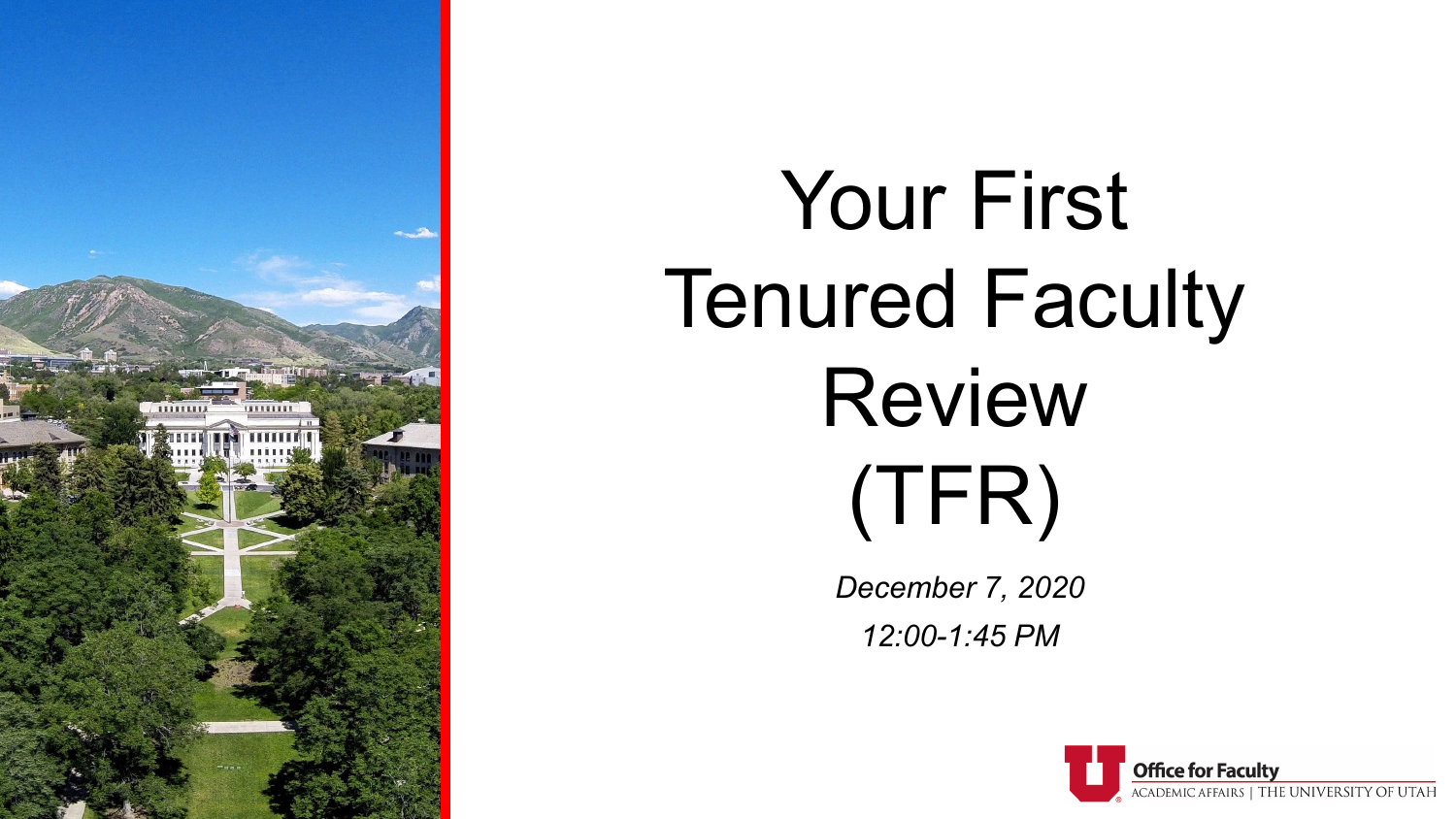# Your First Tenured Faculty Review (TFR)

*December 7, 2020*

*12:00-1:45 PM*

Office for Faculty
ACADEMIC AFFAIRS | THE UNIVERSITY OF UTAH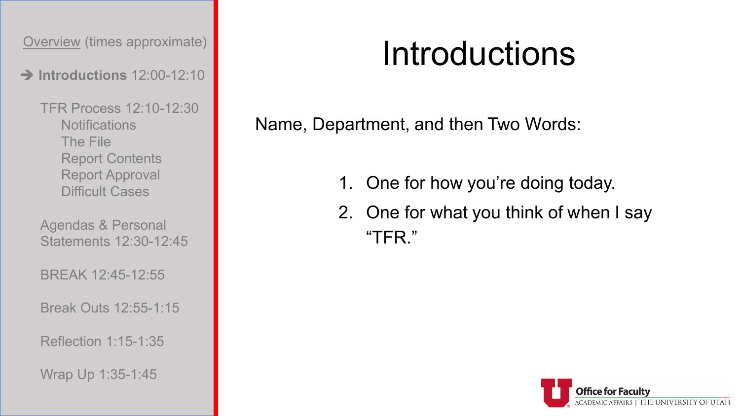Overview (times approximate)

➔ **Introductions** 12:00-12:10

TFR Process 12:10-12:30
- Notifications
- The File
- Report Contents
- Report Approval
- Difficult Cases

Agendas & Personal Statements 12:30-12:45

BREAK 12:45-12:55

Break Outs 12:55-1:15

Reflection 1:15-1:35

Wrap Up 1:35-1:45

# Introductions

Name, Department, and then Two Words:

1. One for how you're doing today.
2. One for what you think of when I say "TFR."

Office for Faculty
ACADEMIC AFFAIRS | THE UNIVERSITY OF UTAH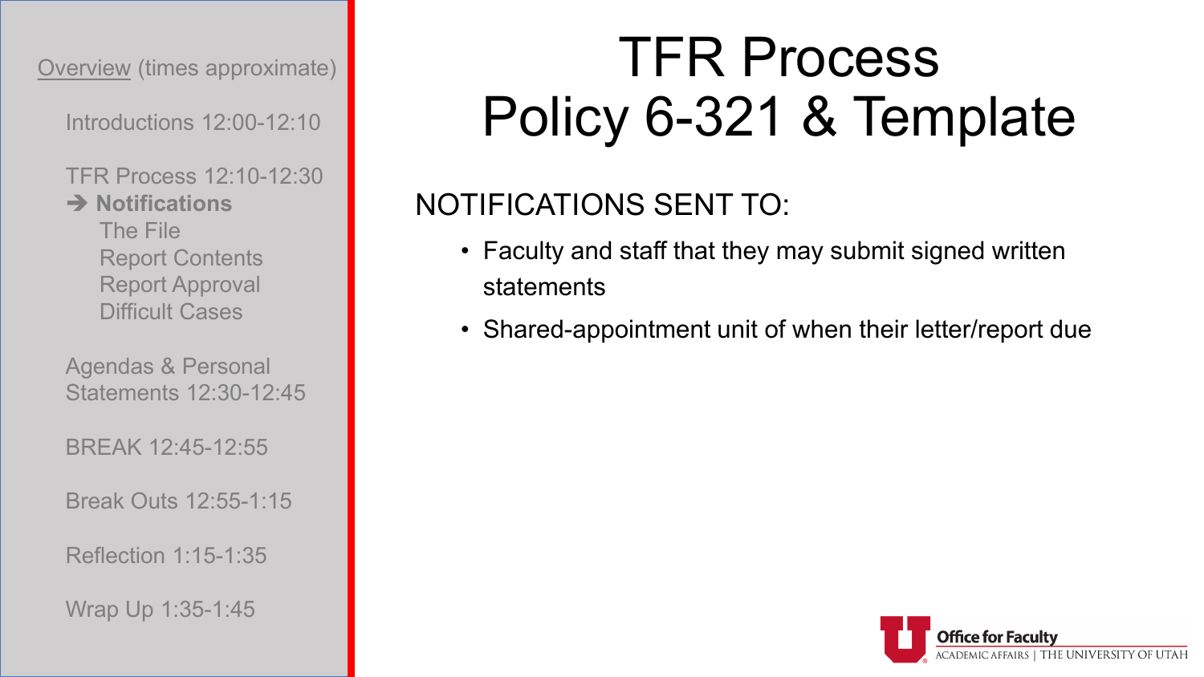Overview (times approximate)

Introductions 12:00-12:10

TFR Process 12:10-12:30
➔ **Notifications**
The File
Report Contents
Report Approval
Difficult Cases

Agendas & Personal Statements 12:30-12:45

BREAK 12:45-12:55

Break Outs 12:55-1:15

Reflection 1:15-1:35

Wrap Up 1:35-1:45

# TFR Process
# Policy 6-321 & Template

NOTIFICATIONS SENT TO:

- Faculty and staff that they may submit signed written statements
- Shared-appointment unit of when their letter/report due

Office for Faculty
ACADEMIC AFFAIRS | THE UNIVERSITY OF UTAH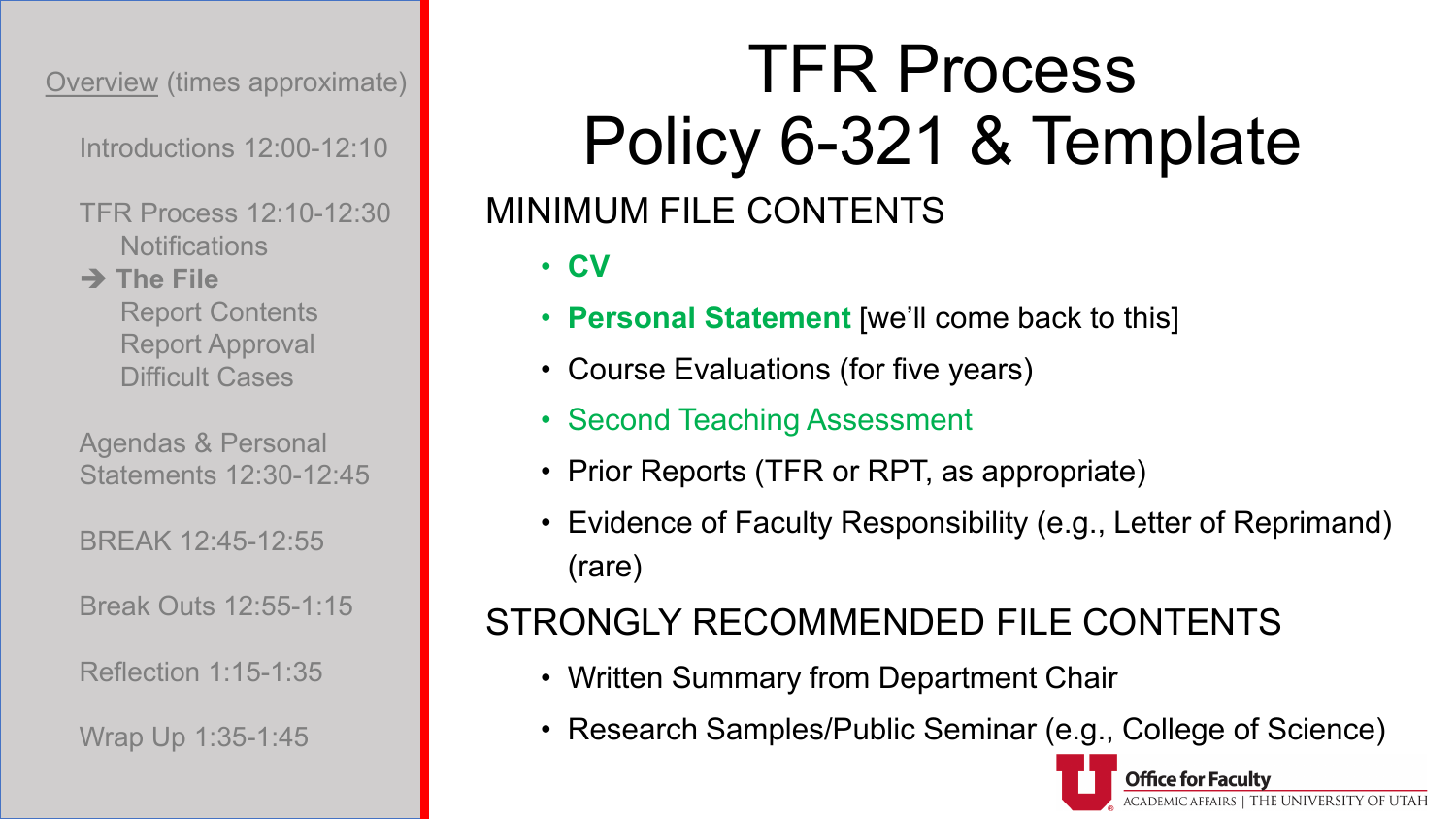Overview (times approximate)

- Introductions 12:00-12:10
- TFR Process 12:10-12:30
  - Notifications
  - ➔ **The File**
  - Report Contents
  - Report Approval
  - Difficult Cases
- Agendas & Personal Statements 12:30-12:45
- BREAK 12:45-12:55
- Break Outs 12:55-1:15
- Reflection 1:15-1:35
- Wrap Up 1:35-1:45

# TFR Process
# Policy 6-321 & Template

## MINIMUM FILE CONTENTS

- **CV**
- **Personal Statement** [we'll come back to this]
- Course Evaluations (for five years)
- Second Teaching Assessment
- Prior Reports (TFR or RPT, as appropriate)
- Evidence of Faculty Responsibility (e.g., Letter of Reprimand) (rare)

## STRONGLY RECOMMENDED FILE CONTENTS

- Written Summary from Department Chair
- Research Samples/Public Seminar (e.g., College of Science)

Office for Faculty
ACADEMIC AFFAIRS | THE UNIVERSITY OF UTAH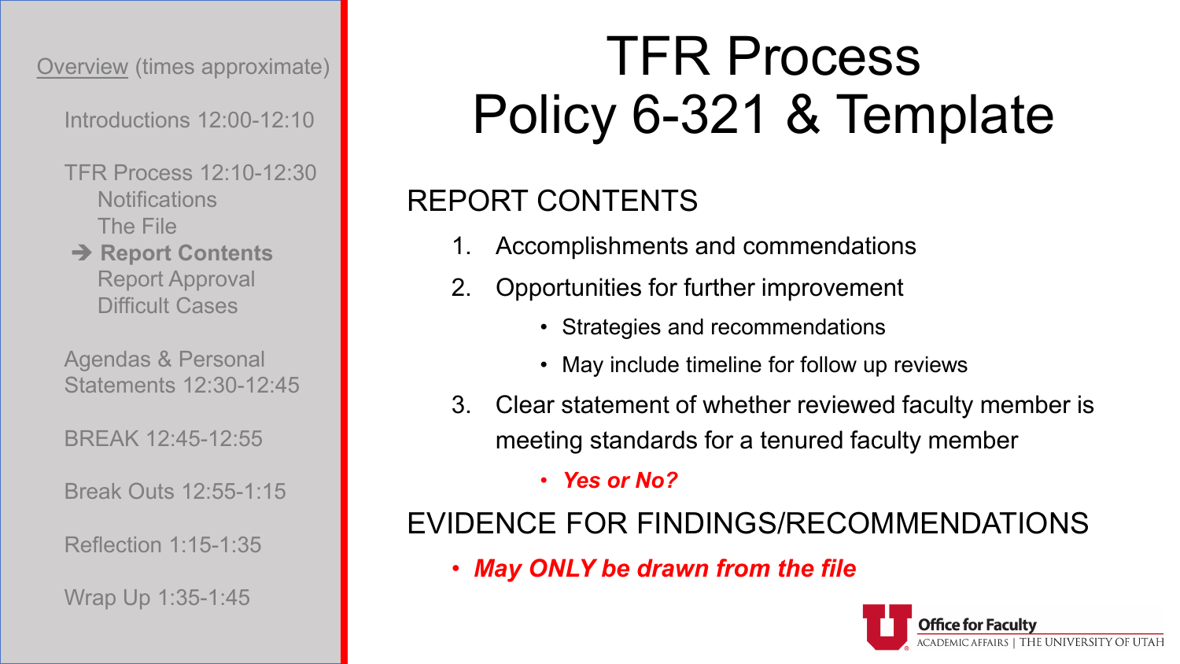Overview (times approximate)

- Introductions 12:00-12:10
- TFR Process 12:10-12:30
  - Notifications
  - The File
  - ➔ **Report Contents**
  - Report Approval
  - Difficult Cases
- Agendas & Personal Statements 12:30-12:45
- BREAK 12:45-12:55
- Break Outs 12:55-1:15
- Reflection 1:15-1:35
- Wrap Up 1:35-1:45

# TFR Process Policy 6-321 & Template

## REPORT CONTENTS

1. Accomplishments and commendations
2. Opportunities for further improvement
   - Strategies and recommendations
   - May include timeline for follow up reviews
3. Clear statement of whether reviewed faculty member is meeting standards for a tenured faculty member
   - ***Yes or No?***

## EVIDENCE FOR FINDINGS/RECOMMENDATIONS

- ***May ONLY be drawn from the file***

Office for Faculty
ACADEMIC AFFAIRS | THE UNIVERSITY OF UTAH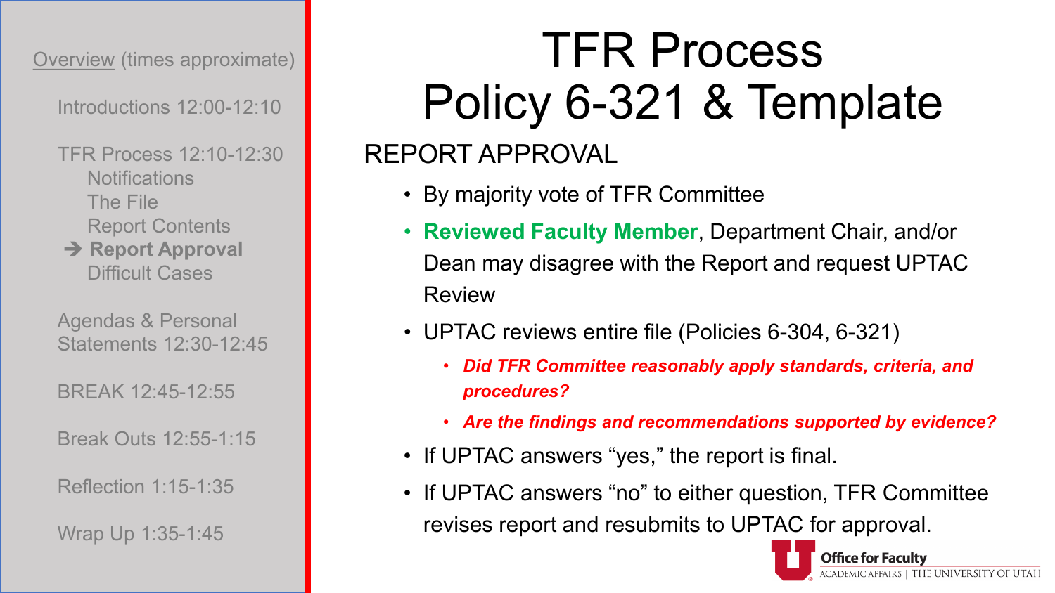Overview (times approximate)

Introductions 12:00-12:10

TFR Process 12:10-12:30
- Notifications
- The File
- Report Contents
- ➔ **Report Approval**
- Difficult Cases

Agendas & Personal Statements 12:30-12:45

BREAK 12:45-12:55

Break Outs 12:55-1:15

Reflection 1:15-1:35

Wrap Up 1:35-1:45

# TFR Process Policy 6-321 & Template

## REPORT APPROVAL

- By majority vote of TFR Committee
- **Reviewed Faculty Member**, Department Chair, and/or Dean may disagree with the Report and request UPTAC Review
- UPTAC reviews entire file (Policies 6-304, 6-321)
  - ***Did TFR Committee reasonably apply standards, criteria, and procedures?***
  - ***Are the findings and recommendations supported by evidence?***
- If UPTAC answers "yes," the report is final.
- If UPTAC answers "no" to either question, TFR Committee revises report and resubmits to UPTAC for approval.

Office for Faculty
ACADEMIC AFFAIRS | THE UNIVERSITY OF UTAH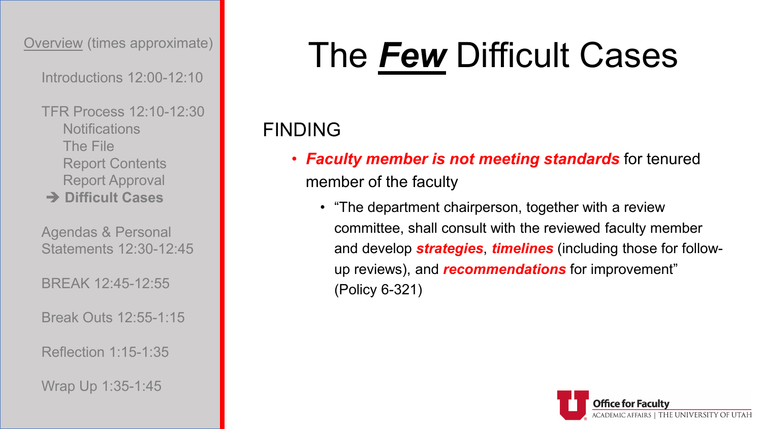Overview (times approximate)

- Introductions 12:00-12:10
- TFR Process 12:10-12:30
  - Notifications
  - The File
  - Report Contents
  - Report Approval
  - ➔ **Difficult Cases**
- Agendas & Personal Statements 12:30-12:45
- BREAK 12:45-12:55
- Break Outs 12:55-1:15
- Reflection 1:15-1:35
- Wrap Up 1:35-1:45

# The ***Few*** Difficult Cases

## FINDING

- ***Faculty member is not meeting standards*** for tenured member of the faculty
  - "The department chairperson, together with a review committee, shall consult with the reviewed faculty member and develop ***strategies***, ***timelines*** (including those for follow-up reviews), and ***recommendations*** for improvement" (Policy 6-321)

Office for Faculty
ACADEMIC AFFAIRS | THE UNIVERSITY OF UTAH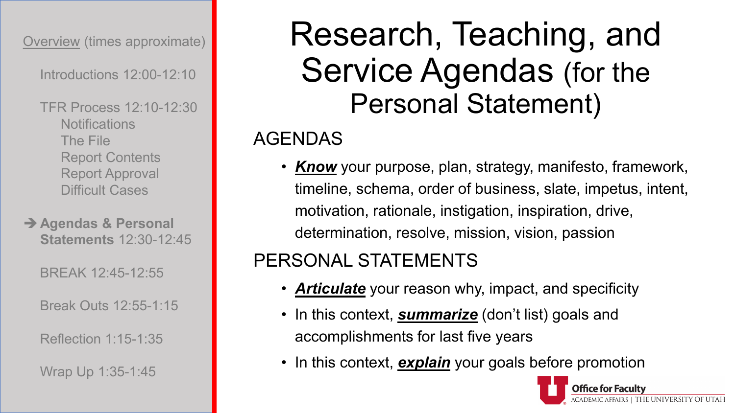Overview (times approximate)

- Introductions 12:00-12:10
- TFR Process 12:10-12:30
  - Notifications
  - The File
  - Report Contents
  - Report Approval
  - Difficult Cases
- ➔ **Agendas & Personal Statements** 12:30-12:45
- BREAK 12:45-12:55
- Break Outs 12:55-1:15
- Reflection 1:15-1:35
- Wrap Up 1:35-1:45

# Research, Teaching, and Service Agendas (for the Personal Statement)

## AGENDAS

- ***Know*** your purpose, plan, strategy, manifesto, framework, timeline, schema, order of business, slate, impetus, intent, motivation, rationale, instigation, inspiration, drive, determination, resolve, mission, vision, passion

## PERSONAL STATEMENTS

- ***Articulate*** your reason why, impact, and specificity
- In this context, ***summarize*** (don't list) goals and accomplishments for last five years
- In this context, ***explain*** your goals before promotion

Office for Faculty
ACADEMIC AFFAIRS | THE UNIVERSITY OF UTAH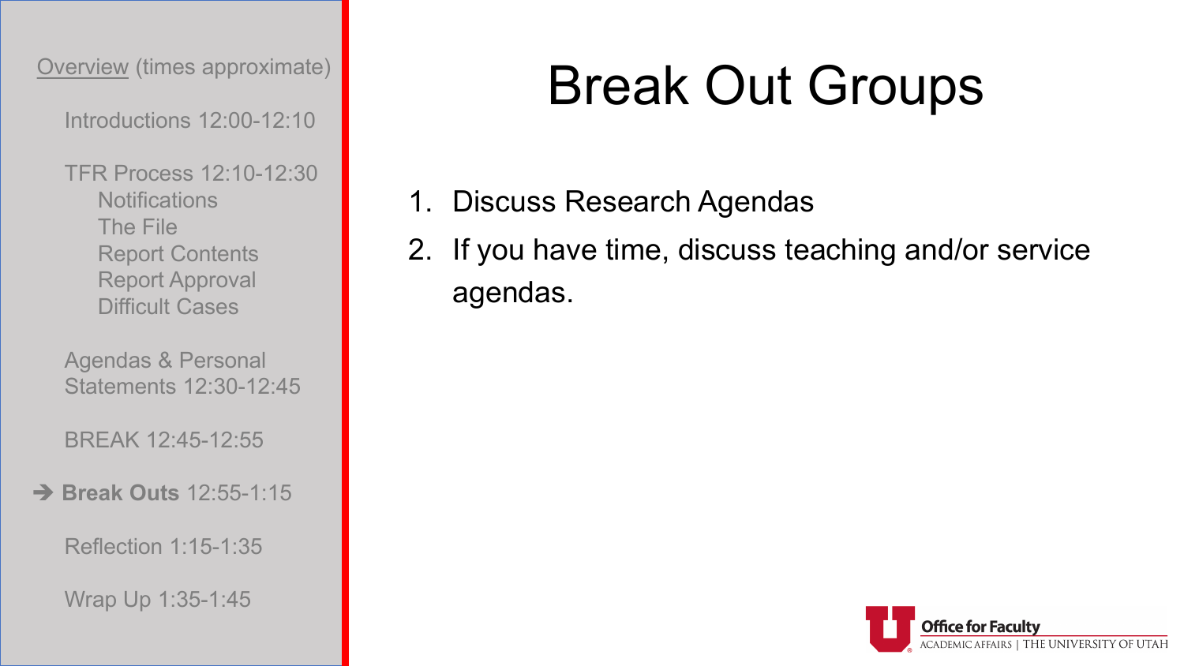Overview (times approximate)

- Introductions 12:00-12:10
- TFR Process 12:10-12:30
  - Notifications
  - The File
  - Report Contents
  - Report Approval
  - Difficult Cases
- Agendas & Personal Statements 12:30-12:45
- BREAK 12:45-12:55
- ➔ **Break Outs** 12:55-1:15
- Reflection 1:15-1:35
- Wrap Up 1:35-1:45

# Break Out Groups

1. Discuss Research Agendas
2. If you have time, discuss teaching and/or service agendas.

Office for Faculty
ACADEMIC AFFAIRS | THE UNIVERSITY OF UTAH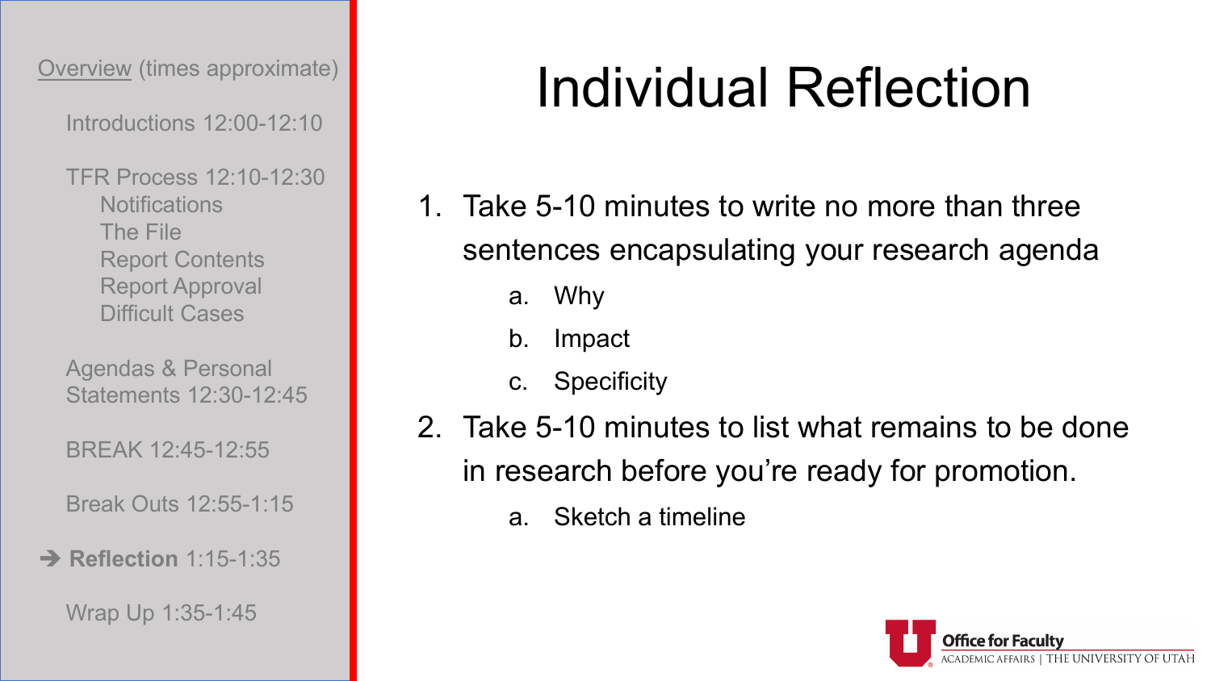Overview (times approximate)

- Introductions 12:00-12:10
- TFR Process 12:10-12:30
  - Notifications
  - The File
  - Report Contents
  - Report Approval
  - Difficult Cases
- Agendas & Personal Statements 12:30-12:45
- BREAK 12:45-12:55
- Break Outs 12:55-1:15
- ➔ **Reflection** 1:15-1:35
- Wrap Up 1:35-1:45

# Individual Reflection

1. Take 5-10 minutes to write no more than three sentences encapsulating your research agenda
   a. Why
   b. Impact
   c. Specificity
2. Take 5-10 minutes to list what remains to be done in research before you're ready for promotion.
   a. Sketch a timeline

Office for Faculty
ACADEMIC AFFAIRS | THE UNIVERSITY OF UTAH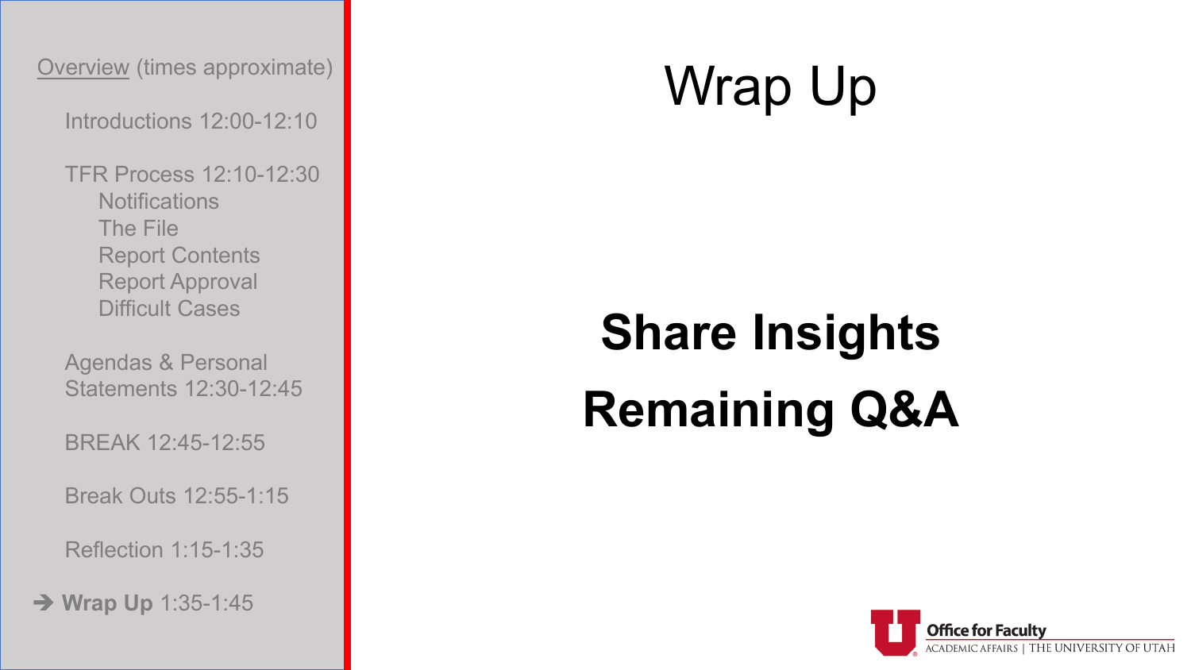Overview (times approximate)

- Introductions 12:00-12:10
- TFR Process 12:10-12:30
  - Notifications
  - The File
  - Report Contents
  - Report Approval
  - Difficult Cases
- Agendas & Personal Statements 12:30-12:45
- BREAK 12:45-12:55
- Break Outs 12:55-1:15
- Reflection 1:15-1:35
- ➔ **Wrap Up** 1:35-1:45

# Wrap Up

**Share Insights**

**Remaining Q&A**

Office for Faculty
ACADEMIC AFFAIRS | THE UNIVERSITY OF UTAH